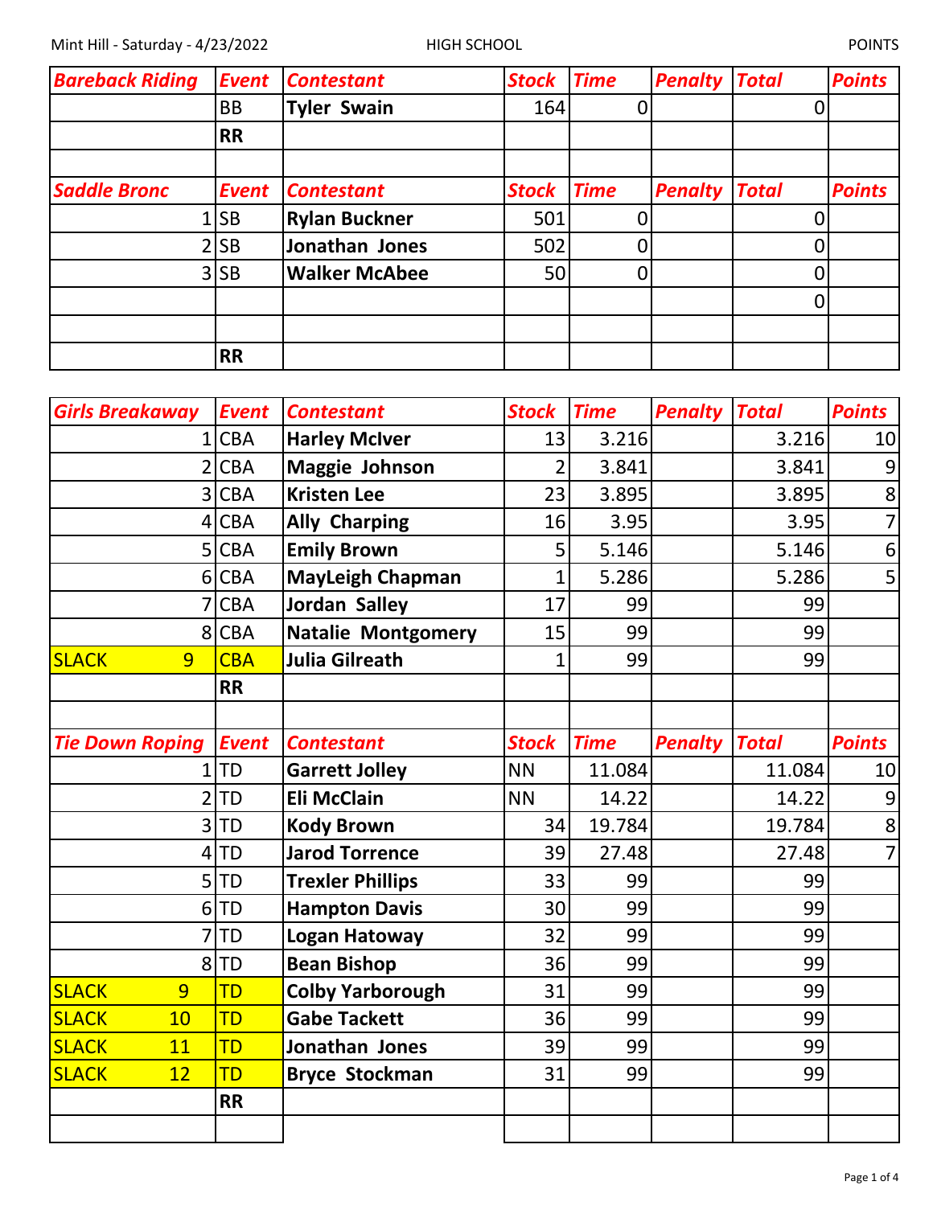Mint Hill - Saturday - 4/23/2022 HIGH SCHOOL POINTS

| Bareback Riding | Event | Contestant | Stock | Time | Penalty | Total | Points |
|---|---|---|---|---|---|---|---|
| | BB | Tyler Swain | 164 | 0 | | 0 | |
| | RR | | | | | | |

| Saddle Bronc | Event | Contestant | Stock | Time | Penalty | Total | Points |
|---|---|---|---|---|---|---|---|
| 1 | SB | Rylan Buckner | 501 | 0 | | 0 | |
| 2 | SB | Jonathan Jones | 502 | 0 | | 0 | |
| 3 | SB | Walker McAbee | 50 | 0 | | 0 | |
| | | | | | | 0 | |
| | | | | | | | |
| | RR | | | | | | |

| Girls Breakaway | Event | Contestant | Stock | Time | Penalty | Total | Points |
|---|---|---|---|---|---|---|---|
| 1 | CBA | Harley McIver | 13 | 3.216 | | 3.216 | 10 |
| 2 | CBA | Maggie Johnson | 2 | 3.841 | | 3.841 | 9 |
| 3 | CBA | Kristen Lee | 23 | 3.895 | | 3.895 | 8 |
| 4 | CBA | Ally Charping | 16 | 3.95 | | 3.95 | 7 |
| 5 | CBA | Emily Brown | 5 | 5.146 | | 5.146 | 6 |
| 6 | CBA | MayLeigh Chapman | 1 | 5.286 | | 5.286 | 5 |
| 7 | CBA | Jordan Salley | 17 | 99 | | 99 | |
| 8 | CBA | Natalie Montgomery | 15 | 99 | | 99 | |
| SLACK 9 | CBA | Julia Gilreath | 1 | 99 | | 99 | |
| | RR | | | | | | |

| Tie Down Roping | Event | Contestant | Stock | Time | Penalty | Total | Points |
|---|---|---|---|---|---|---|---|
| 1 | TD | Garrett Jolley | NN | 11.084 | | 11.084 | 10 |
| 2 | TD | Eli McClain | NN | 14.22 | | 14.22 | 9 |
| 3 | TD | Kody Brown | 34 | 19.784 | | 19.784 | 8 |
| 4 | TD | Jarod Torrence | 39 | 27.48 | | 27.48 | 7 |
| 5 | TD | Trexler Phillips | 33 | 99 | | 99 | |
| 6 | TD | Hampton Davis | 30 | 99 | | 99 | |
| 7 | TD | Logan Hatoway | 32 | 99 | | 99 | |
| 8 | TD | Bean Bishop | 36 | 99 | | 99 | |
| SLACK 9 | TD | Colby Yarborough | 31 | 99 | | 99 | |
| SLACK 10 | TD | Gabe Tackett | 36 | 99 | | 99 | |
| SLACK 11 | TD | Jonathan Jones | 39 | 99 | | 99 | |
| SLACK 12 | TD | Bryce Stockman | 31 | 99 | | 99 | |
| | RR | | | | | | |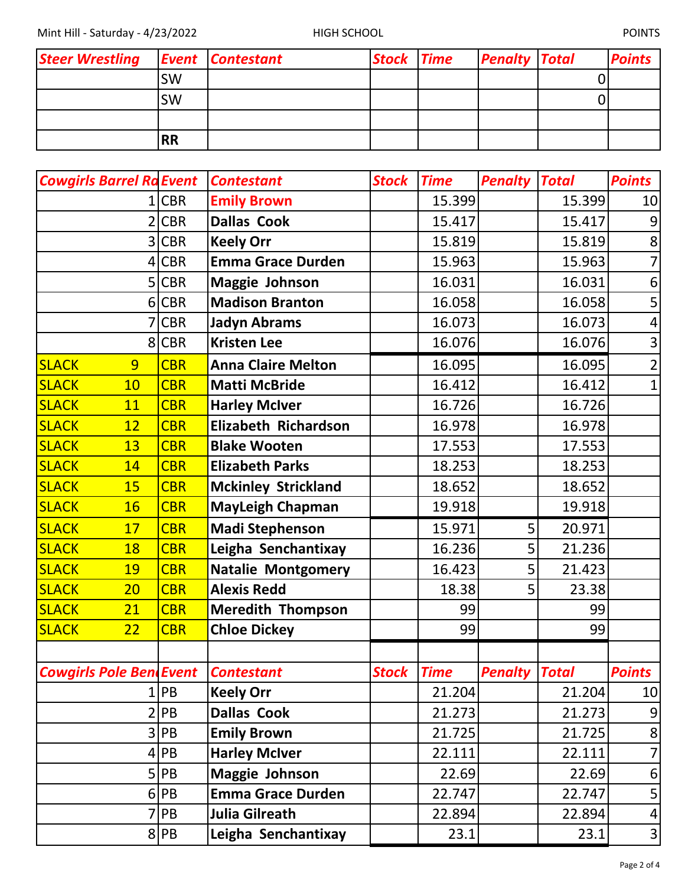Mint Hill - Saturday - 4/23/2022 HIGH SCHOOL POINTS

| Steer Wrestling | Event | Contestant | Stock | Time | Penalty | Total | Points |
|---|---|---|---|---|---|---|---|
| | SW | | | | | 0 | |
| | SW | | | | | 0 | |
| | | | | | | | |
| | **RR** | | | | | | |

| Cowgirls Barrel Ra | Event | Contestant | Stock | Time | Penalty | Total | Points |
|---|---|---|---|---|---|---|---|
| 1 | CBR | **Emily Brown** | | 15.399 | | 15.399 | 10 |
| 2 | CBR | **Dallas Cook** | | 15.417 | | 15.417 | 9 |
| 3 | CBR | **Keely Orr** | | 15.819 | | 15.819 | 8 |
| 4 | CBR | **Emma Grace Durden** | | 15.963 | | 15.963 | 7 |
| 5 | CBR | **Maggie Johnson** | | 16.031 | | 16.031 | 6 |
| 6 | CBR | **Madison Branton** | | 16.058 | | 16.058 | 5 |
| 7 | CBR | **Jadyn Abrams** | | 16.073 | | 16.073 | 4 |
| 8 | CBR | **Kristen Lee** | | 16.076 | | 16.076 | 3 |
| SLACK 9 | CBR | **Anna Claire Melton** | | 16.095 | | 16.095 | 2 |
| SLACK 10 | CBR | **Matti McBride** | | 16.412 | | 16.412 | 1 |
| SLACK 11 | CBR | **Harley McIver** | | 16.726 | | 16.726 | |
| SLACK 12 | CBR | **Elizabeth Richardson** | | 16.978 | | 16.978 | |
| SLACK 13 | CBR | **Blake Wooten** | | 17.553 | | 17.553 | |
| SLACK 14 | CBR | **Elizabeth Parks** | | 18.253 | | 18.253 | |
| SLACK 15 | CBR | **Mckinley Strickland** | | 18.652 | | 18.652 | |
| SLACK 16 | CBR | **MayLeigh Chapman** | | 19.918 | | 19.918 | |
| SLACK 17 | CBR | **Madi Stephenson** | | 15.971 | 5 | 20.971 | |
| SLACK 18 | CBR | **Leigha Senchantixay** | | 16.236 | 5 | 21.236 | |
| SLACK 19 | CBR | **Natalie Montgomery** | | 16.423 | 5 | 21.423 | |
| SLACK 20 | CBR | **Alexis Redd** | | 18.38 | 5 | 23.38 | |
| SLACK 21 | CBR | **Meredith Thompson** | | 99 | | 99 | |
| SLACK 22 | CBR | **Chloe Dickey** | | 99 | | 99 | |

| Cowgirls Pole Ben | Event | Contestant | Stock | Time | Penalty | Total | Points |
|---|---|---|---|---|---|---|---|
| 1 | PB | **Keely Orr** | | 21.204 | | 21.204 | 10 |
| 2 | PB | **Dallas Cook** | | 21.273 | | 21.273 | 9 |
| 3 | PB | **Emily Brown** | | 21.725 | | 21.725 | 8 |
| 4 | PB | **Harley McIver** | | 22.111 | | 22.111 | 7 |
| 5 | PB | **Maggie Johnson** | | 22.69 | | 22.69 | 6 |
| 6 | PB | **Emma Grace Durden** | | 22.747 | | 22.747 | 5 |
| 7 | PB | **Julia Gilreath** | | 22.894 | | 22.894 | 4 |
| 8 | PB | **Leigha Senchantixay** | | 23.1 | | 23.1 | 3 |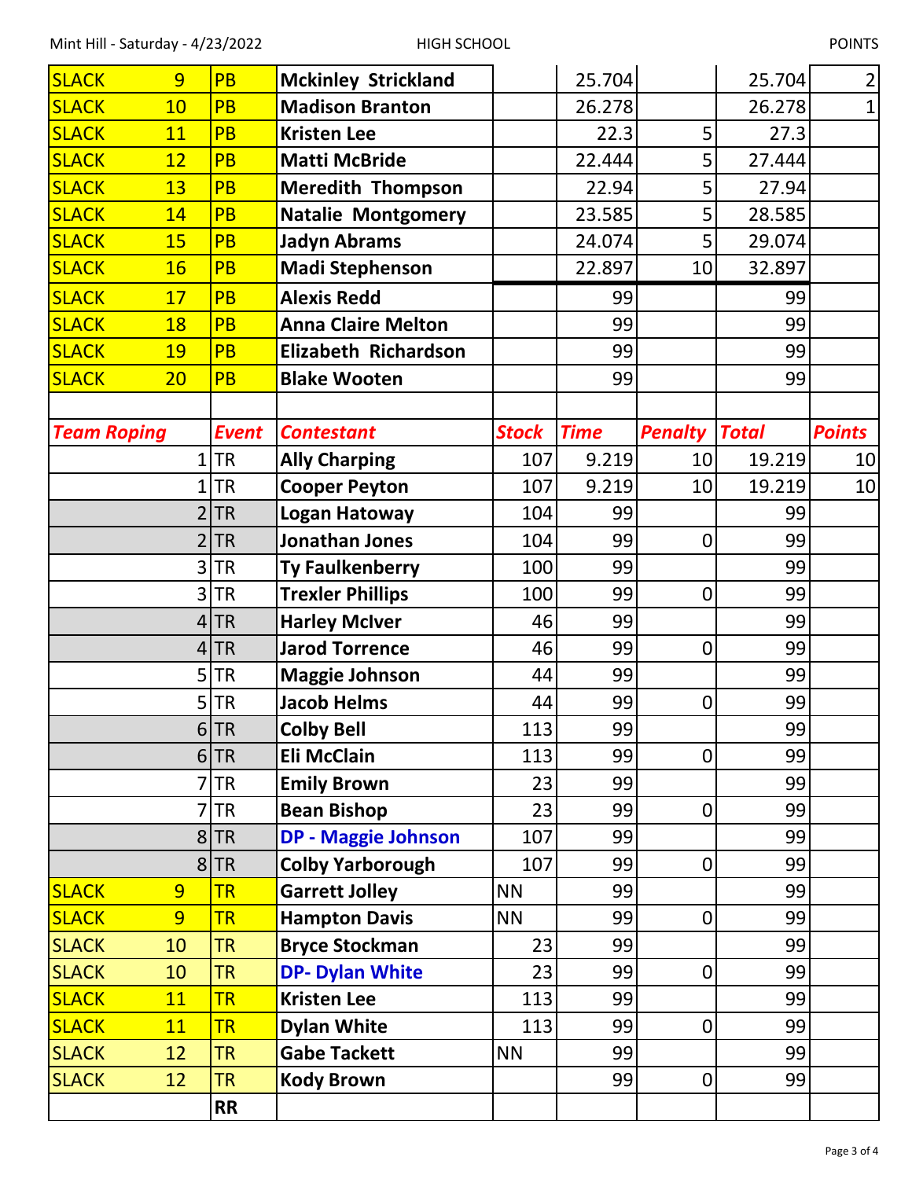| | | | | | | | | |
|---|---|---|---|---|---|---|---|---|
| SLACK | 9 | PB | Mckinley Strickland | | 25.704 | | 25.704 | 2 |
| SLACK | 10 | PB | Madison Branton | | 26.278 | | 26.278 | 1 |
| SLACK | 11 | PB | Kristen Lee | | 22.3 | 5 | 27.3 | |
| SLACK | 12 | PB | Matti McBride | | 22.444 | 5 | 27.444 | |
| SLACK | 13 | PB | Meredith Thompson | | 22.94 | 5 | 27.94 | |
| SLACK | 14 | PB | Natalie Montgomery | | 23.585 | 5 | 28.585 | |
| SLACK | 15 | PB | Jadyn Abrams | | 24.074 | 5 | 29.074 | |
| SLACK | 16 | PB | Madi Stephenson | | 22.897 | 10 | 32.897 | |
| SLACK | 17 | PB | Alexis Redd | | 99 | | 99 | |
| SLACK | 18 | PB | Anna Claire Melton | | 99 | | 99 | |
| SLACK | 19 | PB | Elizabeth Richardson | | 99 | | 99 | |
| SLACK | 20 | PB | Blake Wooten | | 99 | | 99 | |

| *Team Roping* | | *Event* | *Contestant* | *Stock* | *Time* | *Penalty* | *Total* | *Points* |
|---|---|---|---|---|---|---|---|---|
| | 1 | TR | Ally Charping | 107 | 9.219 | 10 | 19.219 | 10 |
| | 1 | TR | Cooper Peyton | 107 | 9.219 | 10 | 19.219 | 10 |
| | 2 | TR | Logan Hatoway | 104 | 99 | | 99 | |
| | 2 | TR | Jonathan Jones | 104 | 99 | 0 | 99 | |
| | 3 | TR | Ty Faulkenberry | 100 | 99 | | 99 | |
| | 3 | TR | Trexler Phillips | 100 | 99 | 0 | 99 | |
| | 4 | TR | Harley McIver | 46 | 99 | | 99 | |
| | 4 | TR | Jarod Torrence | 46 | 99 | 0 | 99 | |
| | 5 | TR | Maggie Johnson | 44 | 99 | | 99 | |
| | 5 | TR | Jacob Helms | 44 | 99 | 0 | 99 | |
| | 6 | TR | Colby Bell | 113 | 99 | | 99 | |
| | 6 | TR | Eli McClain | 113 | 99 | 0 | 99 | |
| | 7 | TR | Emily Brown | 23 | 99 | | 99 | |
| | 7 | TR | Bean Bishop | 23 | 99 | 0 | 99 | |
| | 8 | TR | DP - Maggie Johnson | 107 | 99 | | 99 | |
| | 8 | TR | Colby Yarborough | 107 | 99 | 0 | 99 | |
| SLACK | 9 | TR | Garrett Jolley | NN | 99 | | 99 | |
| SLACK | 9 | TR | Hampton Davis | NN | 99 | 0 | 99 | |
| SLACK | 10 | TR | Bryce Stockman | 23 | 99 | | 99 | |
| SLACK | 10 | TR | DP- Dylan White | 23 | 99 | 0 | 99 | |
| SLACK | 11 | TR | Kristen Lee | 113 | 99 | | 99 | |
| SLACK | 11 | TR | Dylan White | 113 | 99 | 0 | 99 | |
| SLACK | 12 | TR | Gabe Tackett | NN | 99 | | 99 | |
| SLACK | 12 | TR | Kody Brown | | 99 | 0 | 99 | |
| | | RR | | | | | | |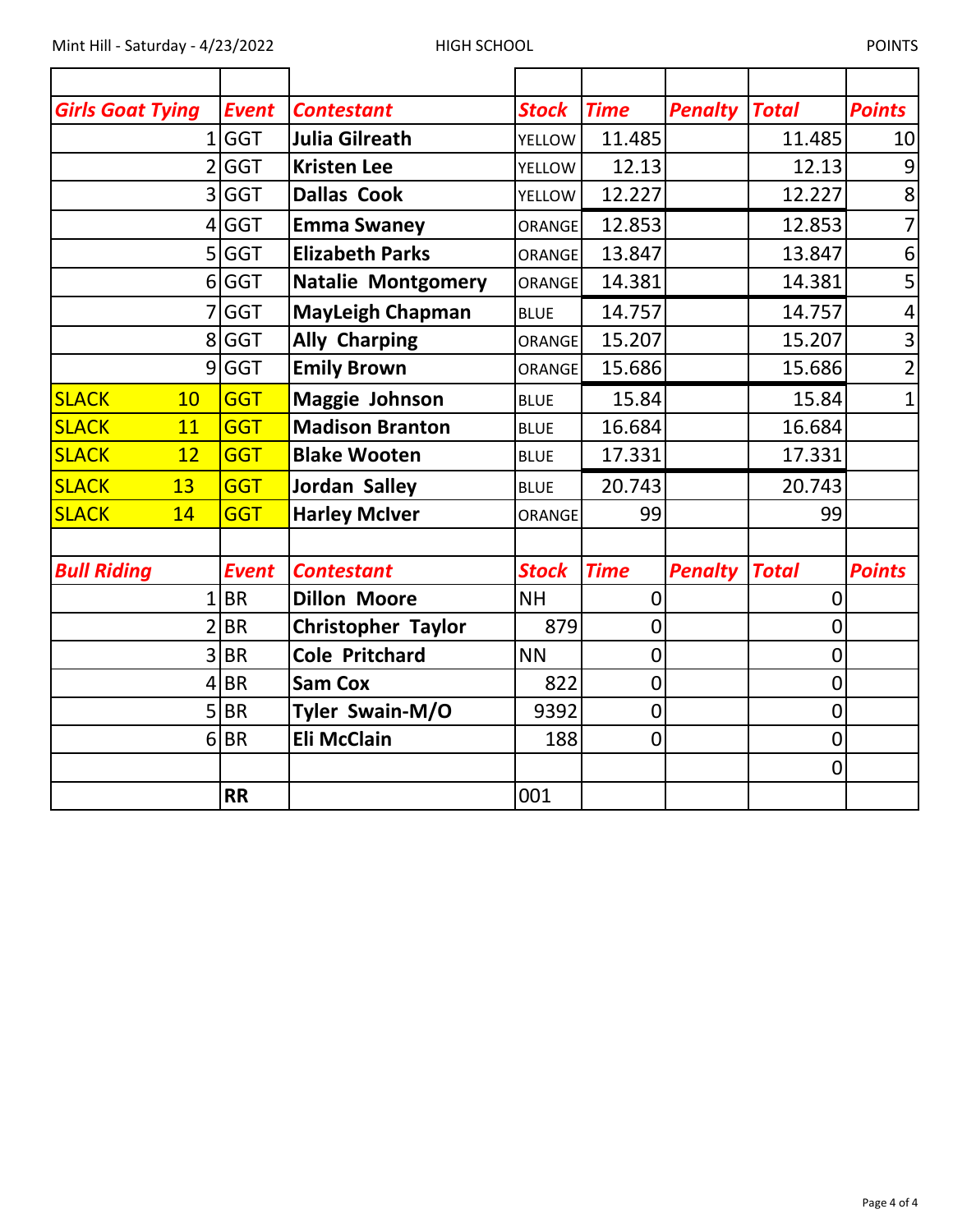| | | | | | | | |
|---|---|---|---|---|---|---|---|
| ***Girls Goat Tying*** | ***Event*** | ***Contestant*** | ***Stock*** | ***Time*** | ***Penalty*** | ***Total*** | ***Points*** |
| 1 | GGT | **Julia Gilreath** | YELLOW | 11.485 | | 11.485 | 10 |
| 2 | GGT | **Kristen Lee** | YELLOW | 12.13 | | 12.13 | 9 |
| 3 | GGT | **Dallas Cook** | YELLOW | 12.227 | | 12.227 | 8 |
| 4 | GGT | **Emma Swaney** | ORANGE | 12.853 | | 12.853 | 7 |
| 5 | GGT | **Elizabeth Parks** | ORANGE | 13.847 | | 13.847 | 6 |
| 6 | GGT | **Natalie Montgomery** | ORANGE | 14.381 | | 14.381 | 5 |
| 7 | GGT | **MayLeigh Chapman** | BLUE | 14.757 | | 14.757 | 4 |
| 8 | GGT | **Ally Charping** | ORANGE | 15.207 | | 15.207 | 3 |
| 9 | GGT | **Emily Brown** | ORANGE | 15.686 | | 15.686 | 2 |
| SLACK 10 | GGT | **Maggie Johnson** | BLUE | 15.84 | | 15.84 | 1 |
| SLACK 11 | GGT | **Madison Branton** | BLUE | 16.684 | | 16.684 | |
| SLACK 12 | GGT | **Blake Wooten** | BLUE | 17.331 | | 17.331 | |
| SLACK 13 | GGT | **Jordan Salley** | BLUE | 20.743 | | 20.743 | |
| SLACK 14 | GGT | **Harley McIver** | ORANGE | 99 | | 99 | |
| | | | | | | | |
| ***Bull Riding*** | ***Event*** | ***Contestant*** | ***Stock*** | ***Time*** | ***Penalty*** | ***Total*** | ***Points*** |
| 1 | BR | **Dillon Moore** | NH | 0 | | 0 | |
| 2 | BR | **Christopher Taylor** | 879 | 0 | | 0 | |
| 3 | BR | **Cole Pritchard** | NN | 0 | | 0 | |
| 4 | BR | **Sam Cox** | 822 | 0 | | 0 | |
| 5 | BR | **Tyler Swain-M/O** | 9392 | 0 | | 0 | |
| 6 | BR | **Eli McClain** | 188 | 0 | | 0 | |
| | | | | | | 0 | |
| | **RR** | | 001 | | | | |